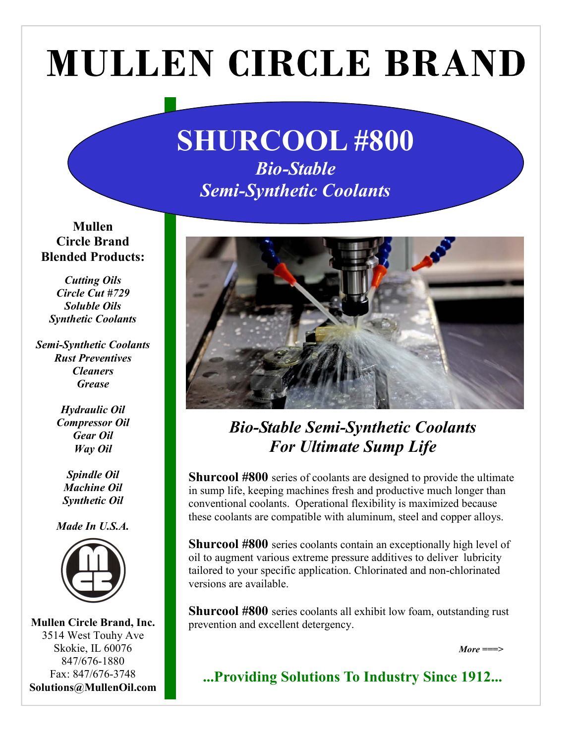# MULLEN CIRCLE BRAND

## SHURCOOL #800

***Bio-Stable***
***Semi-Synthetic Coolants***

**Mullen Circle Brand Blended Products:**

***Cutting Oils***
***Circle Cut #729***
***Soluble Oils***
***Synthetic Coolants***

***Semi-Synthetic Coolants***
***Rust Preventives***
***Cleaners***
***Grease***

***Hydraulic Oil***
***Compressor Oil***
***Gear Oil***
***Way Oil***

***Spindle Oil***
***Machine Oil***
***Synthetic Oil***

***Made In U.S.A.***

**Mullen Circle Brand, Inc.**
3514 West Touhy Ave
Skokie, IL 60076
847/676-1880
Fax: 847/676-3748
**Solutions@MullenOil.com**

### *Bio-Stable Semi-Synthetic Coolants For Ultimate Sump Life*

**Shurcool #800** series of coolants are designed to provide the ultimate in sump life, keeping machines fresh and productive much longer than conventional coolants. Operational flexibility is maximized because these coolants are compatible with aluminum, steel and copper alloys.

**Shurcool #800** series coolants contain an exceptionally high level of oil to augment various extreme pressure additives to deliver lubricity tailored to your specific application. Chlorinated and non-chlorinated versions are available.

**Shurcool #800** series coolants all exhibit low foam, outstanding rust prevention and excellent detergency.

***More ===>***

**...Providing Solutions To Industry Since 1912...**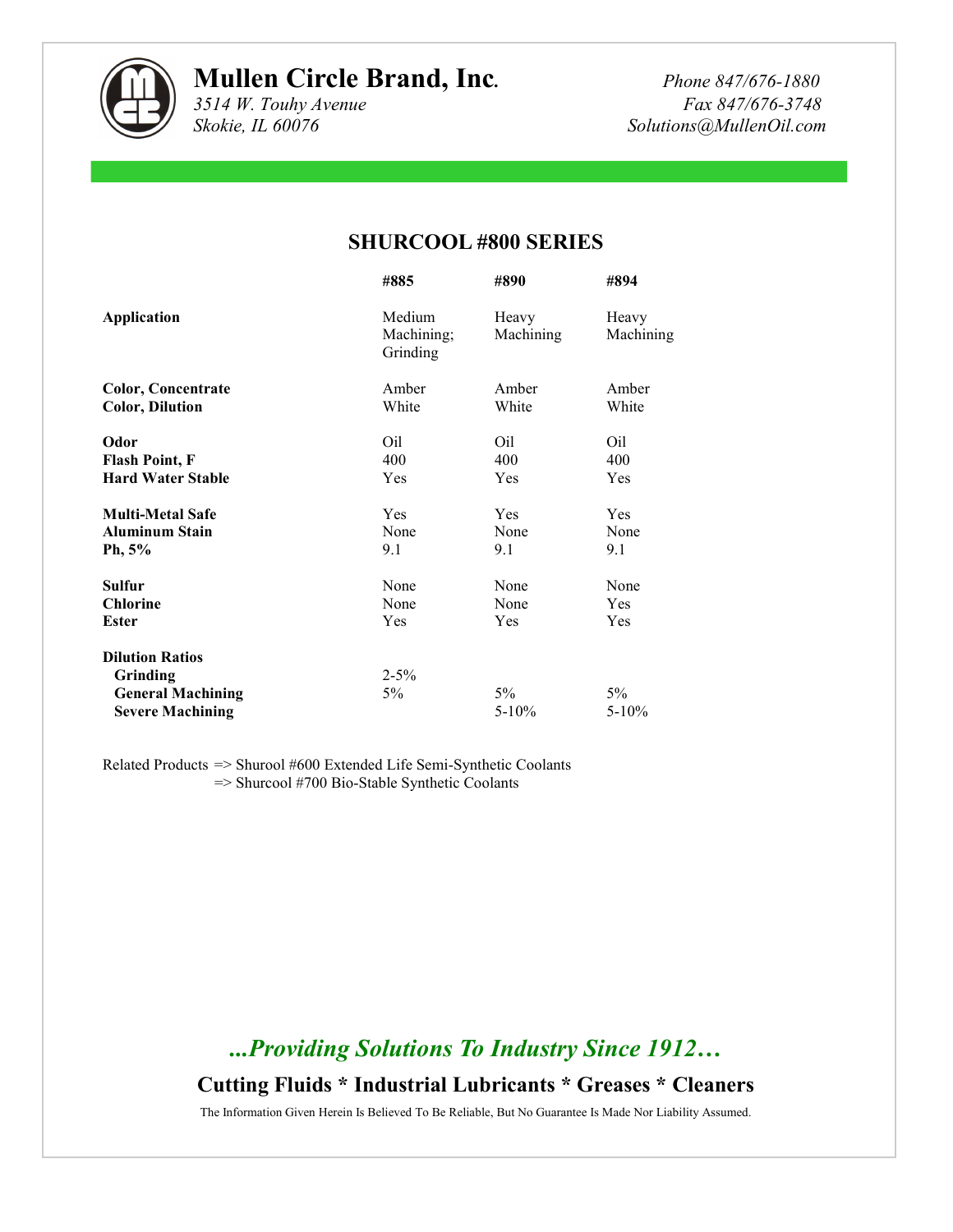# Mullen Circle Brand, Inc.

*3514 W. Touhy Avenue*
*Skokie, IL 60076*

*Phone 847/676-1880*
*Fax 847/676-3748*
*Solutions@MullenOil.com*

## SHURCOOL #800 SERIES

| | **#885** | **#890** | **#894** |
|---|---|---|---|
| **Application** | Medium Machining; Grinding | Heavy Machining | Heavy Machining |
| **Color, Concentrate** | Amber | Amber | Amber |
| **Color, Dilution** | White | White | White |
| **Odor** | Oil | Oil | Oil |
| **Flash Point, F** | 400 | 400 | 400 |
| **Hard Water Stable** | Yes | Yes | Yes |
| **Multi-Metal Safe** | Yes | Yes | Yes |
| **Aluminum Stain** | None | None | None |
| **Ph, 5%** | 9.1 | 9.1 | 9.1 |
| **Sulfur** | None | None | None |
| **Chlorine** | None | None | Yes |
| **Ester** | Yes | Yes | Yes |
| **Dilution Ratios** | | | |
| **Grinding** | 2-5% | | |
| **General Machining** | 5% | 5% | 5% |
| **Severe Machining** | | 5-10% | 5-10% |

Related Products => Shurool #600 Extended Life Semi-Synthetic Coolants
=> Shurcool #700 Bio-Stable Synthetic Coolants

*...Providing Solutions To Industry Since 1912…*

**Cutting Fluids * Industrial Lubricants * Greases * Cleaners**

The Information Given Herein Is Believed To Be Reliable, But No Guarantee Is Made Nor Liability Assumed.